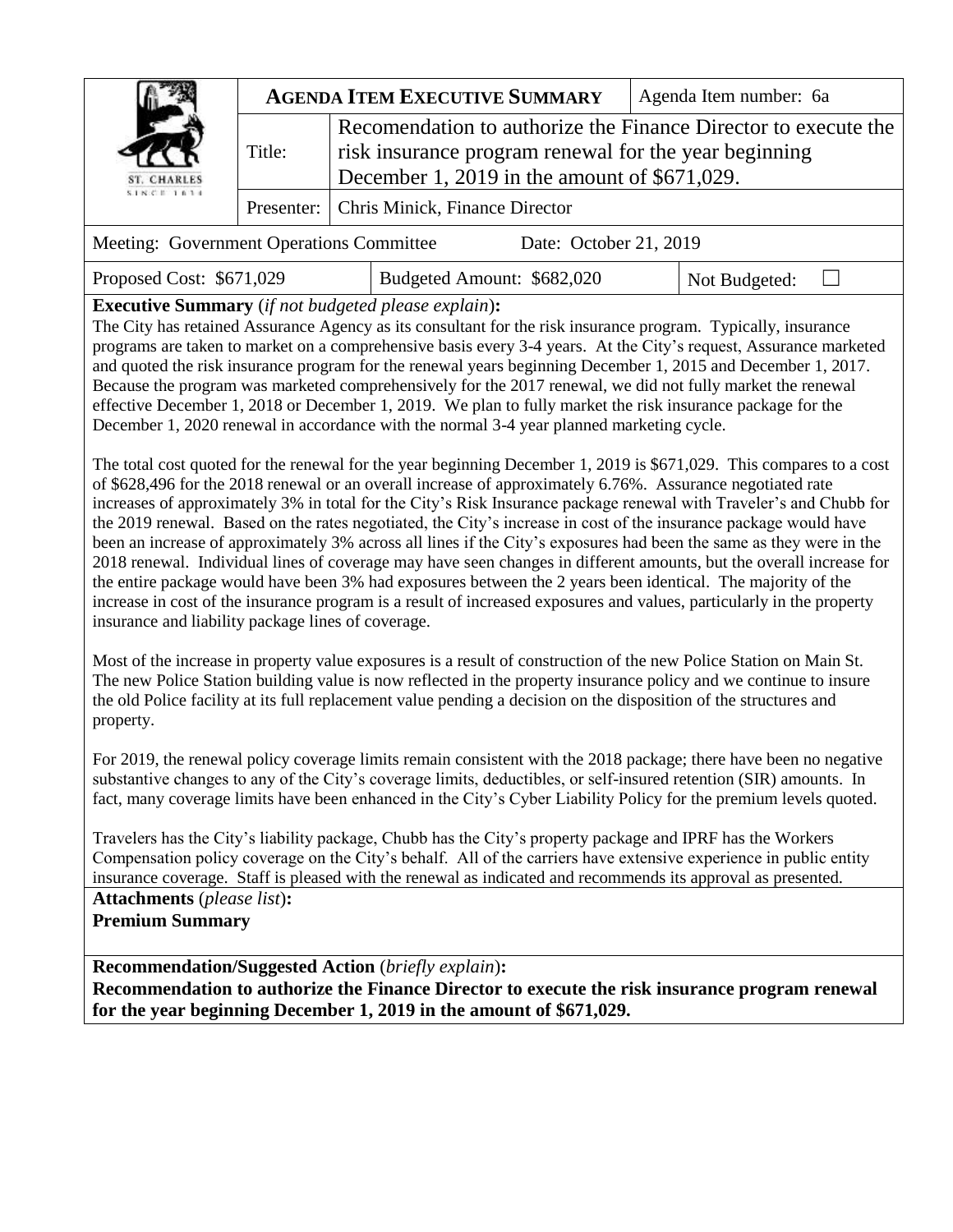| ST. CHARLES SINCE 1834 | **AGENDA ITEM EXECUTIVE SUMMARY** | | Agenda Item number: 6a |
|---|---|---|---|
| | Title: | Recomendation to authorize the Finance Director to execute the risk insurance program renewal for the year beginning December 1, 2019 in the amount of $671,029. | |
| | Presenter: | Chris Minick, Finance Director | |

| Meeting: Government Operations Committee | Date: October 21, 2019 | |
|---|---|---|
| Proposed Cost: $671,029 | Budgeted Amount: $682,020 | Not Budgeted: ☐ |

**Executive Summary** (*if not budgeted please explain*)**:**

The City has retained Assurance Agency as its consultant for the risk insurance program. Typically, insurance programs are taken to market on a comprehensive basis every 3-4 years. At the City's request, Assurance marketed and quoted the risk insurance program for the renewal years beginning December 1, 2015 and December 1, 2017. Because the program was marketed comprehensively for the 2017 renewal, we did not fully market the renewal effective December 1, 2018 or December 1, 2019. We plan to fully market the risk insurance package for the December 1, 2020 renewal in accordance with the normal 3-4 year planned marketing cycle.

The total cost quoted for the renewal for the year beginning December 1, 2019 is $671,029. This compares to a cost of $628,496 for the 2018 renewal or an overall increase of approximately 6.76%. Assurance negotiated rate increases of approximately 3% in total for the City's Risk Insurance package renewal with Traveler's and Chubb for the 2019 renewal. Based on the rates negotiated, the City's increase in cost of the insurance package would have been an increase of approximately 3% across all lines if the City's exposures had been the same as they were in the 2018 renewal. Individual lines of coverage may have seen changes in different amounts, but the overall increase for the entire package would have been 3% had exposures between the 2 years been identical. The majority of the increase in cost of the insurance program is a result of increased exposures and values, particularly in the property insurance and liability package lines of coverage.

Most of the increase in property value exposures is a result of construction of the new Police Station on Main St. The new Police Station building value is now reflected in the property insurance policy and we continue to insure the old Police facility at its full replacement value pending a decision on the disposition of the structures and property.

For 2019, the renewal policy coverage limits remain consistent with the 2018 package; there have been no negative substantive changes to any of the City's coverage limits, deductibles, or self-insured retention (SIR) amounts. In fact, many coverage limits have been enhanced in the City's Cyber Liability Policy for the premium levels quoted.

Travelers has the City's liability package, Chubb has the City's property package and IPRF has the Workers Compensation policy coverage on the City's behalf. All of the carriers have extensive experience in public entity insurance coverage. Staff is pleased with the renewal as indicated and recommends its approval as presented.

**Attachments** (*please list*)**:**

**Premium Summary**

**Recommendation/Suggested Action** (*briefly explain*)**:**

**Recommendation to authorize the Finance Director to execute the risk insurance program renewal for the year beginning December 1, 2019 in the amount of $671,029.**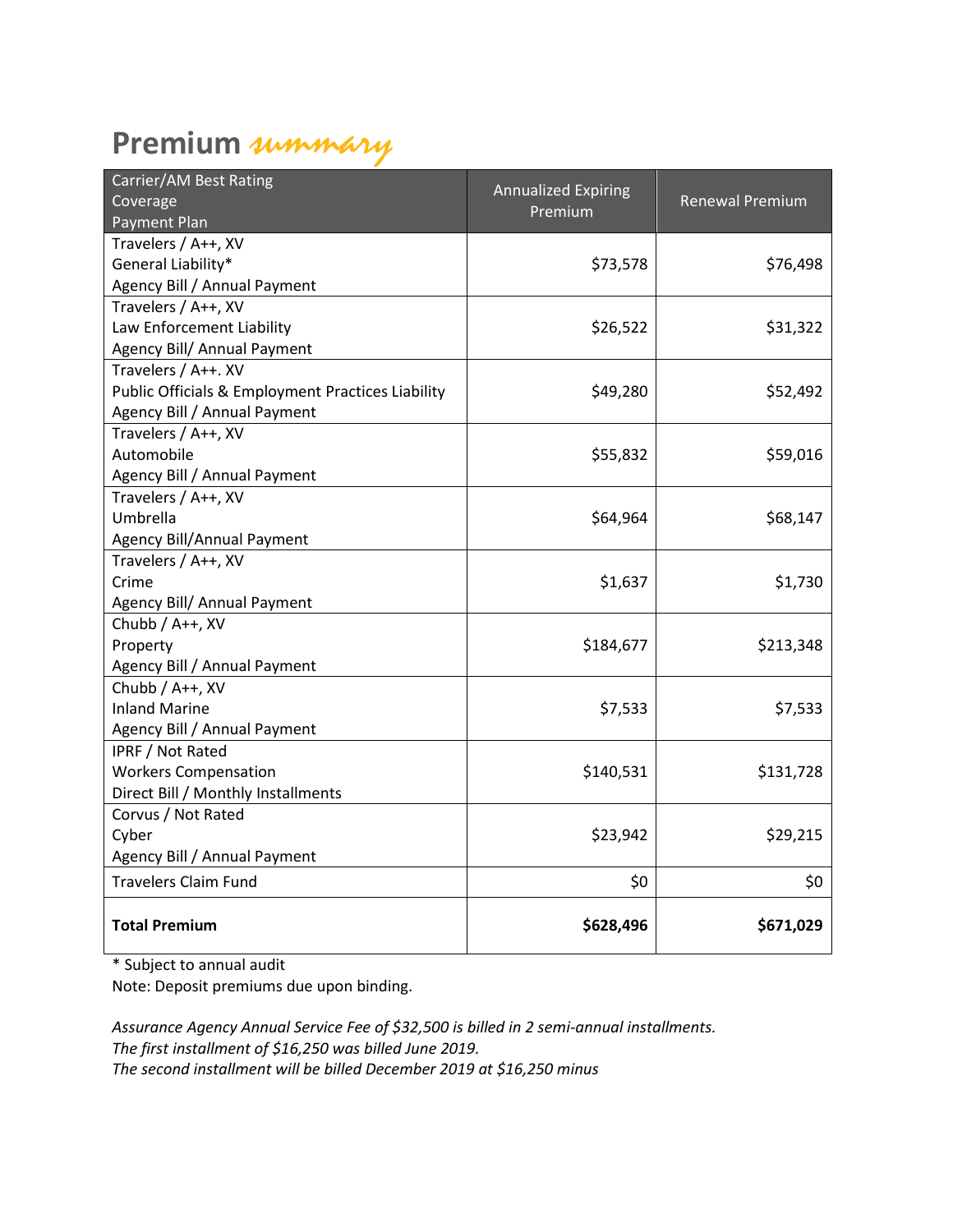# Premium *summary*

| Carrier/AM Best Rating<br>Coverage<br>Payment Plan | Annualized Expiring Premium | Renewal Premium |
|---|---|---|
| Travelers / A++, XV<br>General Liability*<br>Agency Bill / Annual Payment | $73,578 | $76,498 |
| Travelers / A++, XV<br>Law Enforcement Liability<br>Agency Bill/ Annual Payment | $26,522 | $31,322 |
| Travelers / A++. XV<br>Public Officials & Employment Practices Liability<br>Agency Bill / Annual Payment | $49,280 | $52,492 |
| Travelers / A++, XV<br>Automobile<br>Agency Bill / Annual Payment | $55,832 | $59,016 |
| Travelers / A++, XV<br>Umbrella<br>Agency Bill/Annual Payment | $64,964 | $68,147 |
| Travelers / A++, XV<br>Crime<br>Agency Bill/ Annual Payment | $1,637 | $1,730 |
| Chubb / A++, XV<br>Property<br>Agency Bill / Annual Payment | $184,677 | $213,348 |
| Chubb / A++, XV<br>Inland Marine<br>Agency Bill / Annual Payment | $7,533 | $7,533 |
| IPRF / Not Rated<br>Workers Compensation<br>Direct Bill / Monthly Installments | $140,531 | $131,728 |
| Corvus / Not Rated<br>Cyber<br>Agency Bill / Annual Payment | $23,942 | $29,215 |
| Travelers Claim Fund | $0 | $0 |
| **Total Premium** | **$628,496** | **$671,029** |

* Subject to annual audit
Note: Deposit premiums due upon binding.

*Assurance Agency Annual Service Fee of $32,500 is billed in 2 semi-annual installments.*
*The first installment of $16,250 was billed June 2019.*
*The second installment will be billed December 2019 at $16,250 minus*